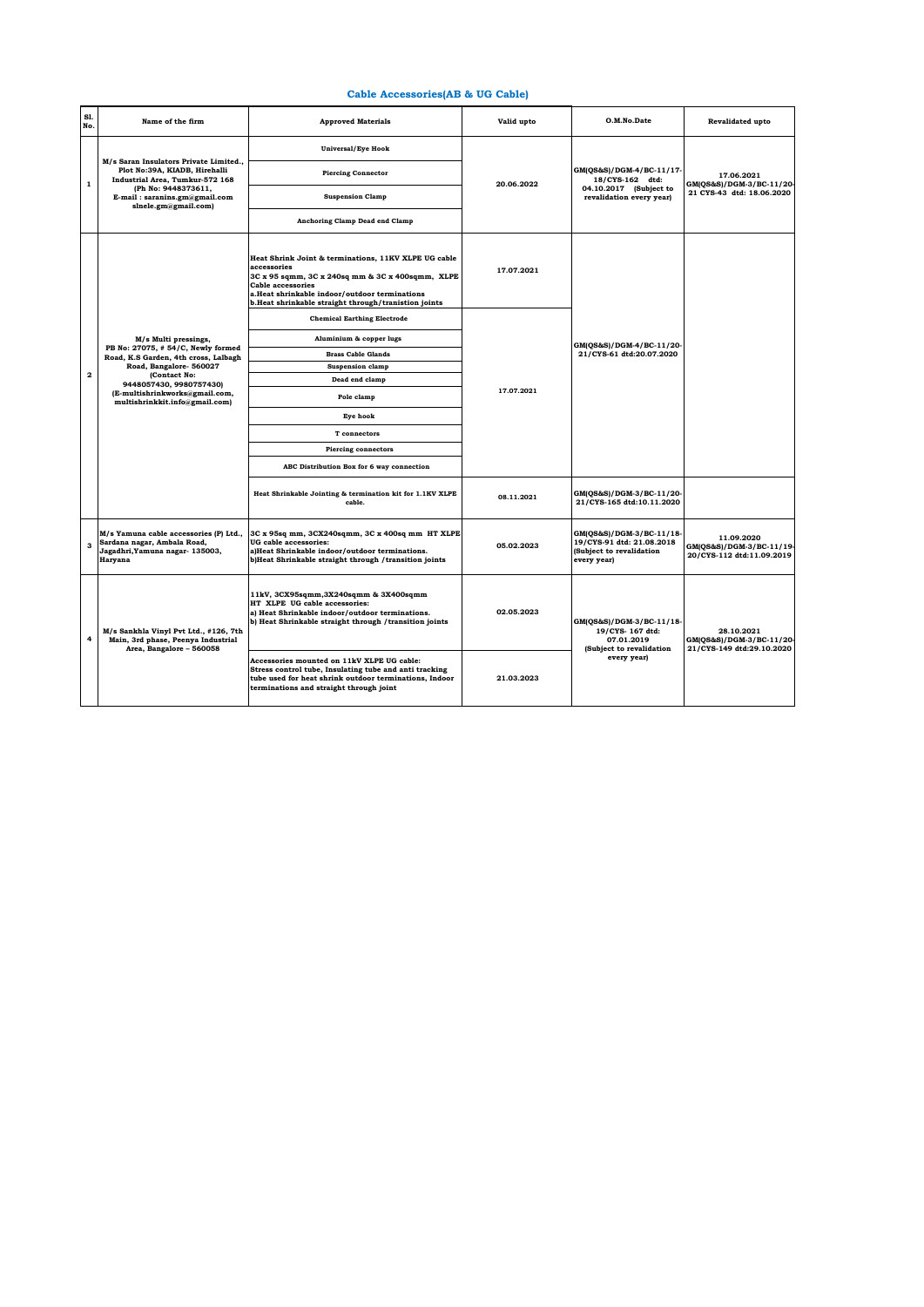## Cable Accessories(AB & UG Cable)

| Sl. No. | Name of the firm | Approved Materials | Valid upto | O.M.No.Date | Revalidated upto |
|---|---|---|---|---|---|
| 1 | M/s Saran Insulators Private Limited., Plot No:39A, KIADB, Hirehalli Industrial Area, Tumkur-572 168 (Ph No: 9448373611, E-mail : saranins.gm@gmail.com slnele.gm@gmail.com) | Universal/Eye Hook | 20.06.2022 | GM(QS&S)/DGM-4/BC-11/17-18/CYS-162 dtd: 04.10.2017 (Subject to revalidation every year) | 17.06.2021 GM(QS&S)/DGM-3/BC-11/20-21 CYS-43 dtd: 18.06.2020 |
| | | Piercing Connector | | | |
| | | Suspension Clamp | | | |
| | | Anchoring Clamp Dead end Clamp | | | |
| 2 | M/s Multi pressings, PB No: 27075, # 54/C, Newly formed Road, K.S Garden, 4th cross, Lalbagh Road, Bangalore- 560027 (Contact No: 9448057430, 9980757430) (E-multishrinkworks@gmail.com, multishrinkkit.info@gmail.com) | Heat Shrink Joint & terminations, 11KV XLPE UG cable accessories 3C x 95 sqmm, 3C x 240sq mm & 3C x 400sqmm, XLPE Cable accessories a.Heat shrinkable indoor/outdoor terminations b.Heat shrinkable straight through/tranistion joints | 17.07.2021 | GM(QS&S)/DGM-4/BC-11/20-21/CYS-61 dtd:20.07.2020 | |
| | | Chemical Earthing Electrode | 17.07.2021 | | |
| | | Aluminium & copper lugs | | | |
| | | Brass Cable Glands | | | |
| | | Suspension clamp | | | |
| | | Dead end clamp | | | |
| | | Pole clamp | | | |
| | | Eye hook | | | |
| | | T connectors | | | |
| | | Piercing connectors | | | |
| | | ABC Distribution Box for 6 way connection | | | |
| | | Heat Shrinkable Jointing & termination kit for 1.1KV XLPE cable. | 08.11.2021 | GM(QS&S)/DGM-3/BC-11/20-21/CYS-165 dtd:10.11.2020 | |
| 3 | M/s Yamuna cable accessories (P) Ltd., Sardana nagar, Ambala Road, Jagadhri,Yamuna nagar- 135003, Haryana | 3C x 95sq mm, 3CX240sqmm, 3C x 400sq mm HT XLPE UG cable accessories: a)Heat Shrinkable indoor/outdoor terminations. b)Heat Shrinkable straight through /transition joints | 05.02.2023 | GM(QS&S)/DGM-3/BC-11/18-19/CYS-91 dtd: 21.08.2018 (Subject to revalidation every year) | 11.09.2020 GM(QS&S)/DGM-3/BC-11/19-20/CYS-112 dtd:11.09.2019 |
| 4 | M/s Sankhla Vinyl Pvt Ltd., #126, 7th Main, 3rd phase, Peenya Industrial Area, Bangalore – 560058 | 11kV, 3CX95sqmm,3X240sqmm & 3X400sqmm HT XLPE UG cable accessories: a) Heat Shrinkable indoor/outdoor terminations. b) Heat Shrinkable straight through /transition joints | 02.05.2023 | GM(QS&S)/DGM-3/BC-11/18-19/CYS- 167 dtd: 07.01.2019 (Subject to revalidation every year) | 28.10.2021 GM(QS&S)/DGM-3/BC-11/20-21/CYS-149 dtd:29.10.2020 |
| | | Accessories mounted on 11kV XLPE UG cable: Stress control tube, Insulating tube and anti tracking tube used for heat shrink outdoor terminations, Indoor terminations and straight through joint | 21.03.2023 | | |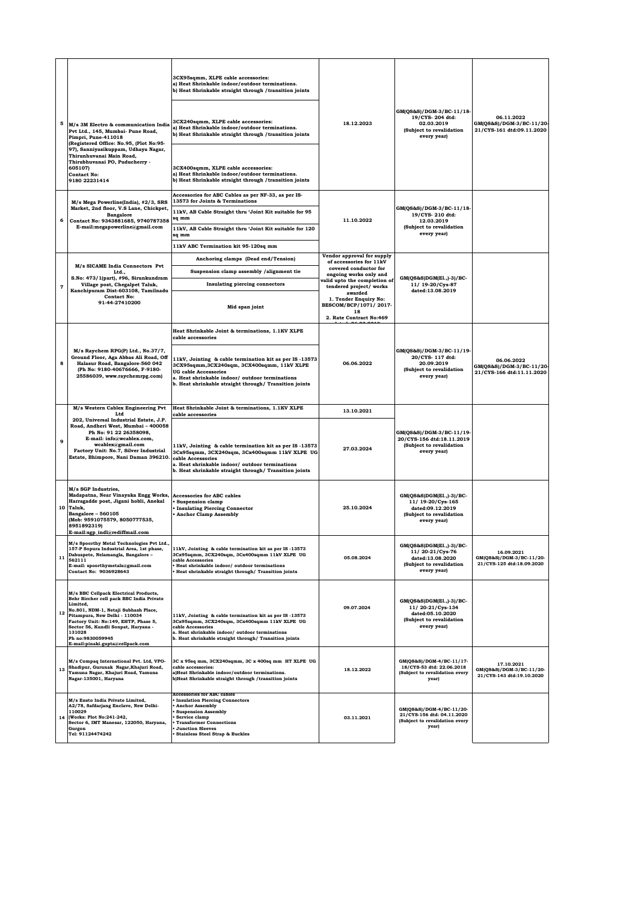| | | | | | |
|---|---|---|---|---|---|
| 5 | M/s 3M Electro & communication India Pvt Ltd., 145, Mumbai- Pune Road, Pimpri, Pune-411018 (Registered Office: No.95, (Plot No:95-97), Sanniyasikuppam, Udhaya Nagar, Thirunhuvanai Main Road, Thirubhuvanai PO, Puducherry - 605107) Contact No: 9180 22231414 | 3CX95sqmm, XLPE cable accessories: a) Heat Shrinkable indoor/outdoor terminations. b) Heat Shrinkable straight through /transition joints<br><br>3CX240sqmm, XLPE cable accessories: a) Heat Shrinkable indoor/outdoor terminations. b) Heat Shrinkable straight through /transition joints<br><br>3CX400sqmm, XLPE cable accessories: a) Heat Shrinkable indoor/outdoor terminations. b) Heat Shrinkable straight through /transition joints | 18.12.2023 | GM(QS&S)/DGM-3/BC-11/18-19/CYS- 204 dtd: 02.03.2019 (Subject to revalidation every year) | 06.11.2022 GM(QS&S)/DGM-3/BC-11/20-21/CYS-161 dtd:09.11.2020 |
| 6 | M/s Mega Powerline(India), #2/3, SRS Market, 2nd floor, V.S Lane, Chickpet, Bangalore Contact No: 9343881685, 9740787358 E-mail:megapowerline@gmail.com | Accessories for ABC Cables as per NF-33, as per IS-13573 for Joints & Terminations<br><br>11kV, AB Cable Straight thru 'Joint Kit suitable for 95 sq mm<br><br>11kV, AB Cable Straight thru 'Joint Kit suitable for 120 sq mm<br><br>11kV ABC Termination kit 95-120sq mm | 11.10.2022 | GM(QS&S)/DGM-3/BC-11/18-19/CYS- 210 dtd: 12.03.2019 (Subject to revalidation every year) | |
| 7 | M/s SICAME India Connectors Pvt Ltd., S.No: 473/1(part), #96, Sirunkundram Village post, Chegalpet Taluk, Kanchipuram Dist-603108, Tamilnadu Contact No: 91-44-27410200 | Anchoring clamps (Dead end/Tension)<br><br>Suspension clamp assembly /alignment tie<br><br>Insulating piercing connectors<br><br>Mid span joint | Vendor approval for supply of accessories for 11kV covered conductor for ongoing works only and valid upto the completion of tendered project/ works awarded 1. Tender Enquiry No: BESCOM/BCP/1071/ 2017-18 2. Rate Contract No:469 | GM(QS&S)DGM(El.,)-3)/BC-11/ 19-20/Cys-87 dated:13.08.2019 | |
| 8 | M/s Raychem RPG(P) Ltd., No.37/7, Ground Floor, Aga Abbas Ali Road, Off Halasur Road, Bangalore-560 042 (Ph No: 9180-40676666, F-9180-25586039, www.raychemrpg.com) | Heat Shrinkable Joint & terminations, 1.1KV XLPE cable accessories<br><br>11kV, Jointing & cable termination kit as per IS -13573 3CX95sqmm,3CX240sqm, 3CX400sqmm, 11kV XLPE UG cable Accessories a. Heat shrinkable indoor/ outdoor terminations b. Heat shrinkable straight through/ Transition joints | 06.06.2022 | GM(QS&S)/DGM-3/BC-11/19-20/CYS- 117 dtd: 20.09.2019 (Subject to revalidation every year) | 06.06.2022 GM(QS&S)/DGM-3/BC-11/20-21/CYS-166 dtd:11.11.2020 |
| 9 | M/s Western Cablex Engineering Pvt Ltd 202, Universal Industrial Estate, J.P. Road, Andheri West, Mumbai – 400058 Ph No: 91 22 26358098, E-mail: info@wcablex.com, wcablex@gmail.com Factory Unit: No.7, Silver Industrial Estate, Bhimpore, Nani Daman 396210. | Heat Shrinkable Joint & terminations, 1.1KV XLPE cable accessories | 13.10.2021 | GM(QS&S)/DGM-3/BC-11/19-20/CYS-156 dtd:18.11.2019 (Subject to revalidation every year) | |
| | | 11kV, Jointing & cable termination kit as per IS -13573 3Cx95sqmm, 3CX240sqm, 3Cx400sqmm 11kV XLPE UG cable Accessories a. Heat shrinkable indoor/ outdoor terminations b. Heat shrinkable straight through/ Transition joints | 27.03.2024 | | |
| 10 | M/s SGP Industries, Madapatna, Near Vinayaka Engg Works, Harragadde post, Jigani hobli, Anekal Taluk, Bangalore – 560105 (Mob: 9591075579, 8050777535, 8951892319) E-mail:sgp_indl@rediffmail.com | Accessories for ABC cables<br>• Suspension clamp<br>• Insulating Piercing Connector<br>• Anchor Clamp Assembly | 25.10.2024 | GM(QS&S)DGM(El.,)-3)/BC-11/ 19-20/Cys-165 dated:09.12.2019 (Subject to revalidation every year) | |
| 11 | M/s Spoorthy Metal Technologies Pvt Ltd., 157-P Sopura Industrial Area, 1st phase, Dabuspete, Nelamangla, Bangalore – 562111 E-mail: spoorthymetals@gmail.com Contact No: 9036928643 | 11kV, Jointing & cable termination kit as per IS -13573 3Cx95sqmm, 3CX240sqm, 3Cx400sqmm 11kV XLPE UG cable Accessories • Heat shrinkable indoor/ outdoor terminations • Heat shrinkable straight through/ Transition joints | 05.08.2024 | GM(QS&S)DGM(El.,)-3)/BC-11/ 20-21/Cys-76 dated:13.08.2020 (Subject to revalidation every year) | 16.09.2021 GM(QS&S)/DGM-3/BC-11/20-21/CYS-125 dtd:18.09.2020 |
| 12 | M/s BBC Cellpack Electrical Products, Behr Bircher cell pack BBC India Private Limited, No.801, NDM-1, Netaji Subhash Place, Pitampura, New Delhi - 110034 Factory Unit: No:149, EHTP, Phase 5, Sector 56, Kundli Sonpat, Haryana - 131028 Ph no:9830059945 E-mail:pinaki.gupta@cellpack.com | 11kV, Jointing & cable termination kit as per IS -13573 3Cx95sqmm, 3CX240sqm, 3Cx400sqmm 11kV XLPE UG cable Accessories a. Heat shrinkable indoor/ outdoor terminations b. Heat shrinkable straight through/ Transition joints | 09.07.2024 | GM(QS&S)DGM(El.,)-3)/BC-11/ 20-21/Cys-134 dated:05.10.2020 (Subject to revalidation every year) | |
| 13 | M/s Compaq International Pvt. Ltd, VPO-Shadipur, Gurunak Nagar,Khajuri Road, Yamuna Nagar, Khajuri Road, Yamuna Nagar-135001, Haryana | 3C x 95sq mm, 3CX240sqmm, 3C x 400sq mm HT XLPE UG cable accessories: a)Heat Shrinkable indoor/outdoor terminations. b)Heat Shrinkable straight through /transition joints | 18.12.2022 | GM(QS&S)/DGM-4/BC-11/17-18/CYS-53 dtd: 22.06.2018 (Subject to revalidation every year) | 17.10.2021 GM(QS&S)/DGM-3/BC-11/20-21/CYS-143 dtd:19.10.2020 |
| 14 | M/s Ensto India Private Limited, A2/78, Safdarjang Enclave, New Delhi-110029 (Works: Plot No:241-242, Sector 6, IMT Manesar, 122050, Haryana, Gurgon Tel: 91124474242 | Accessories for ABC cables<br>• Insulation Piercing Connectors<br>• Anchor Assembly<br>• Suspension Assembly<br>• Service clamp<br>• Transformer Connections<br>• Junction Sleeves<br>• Stainless Steel Strap & Buckles | 03.11.2021 | GM(QS&S)/DGM-4/BC-11/20-21/CYS-156 dtd: 04.11.2020 (Subject to revalidation every year) | |